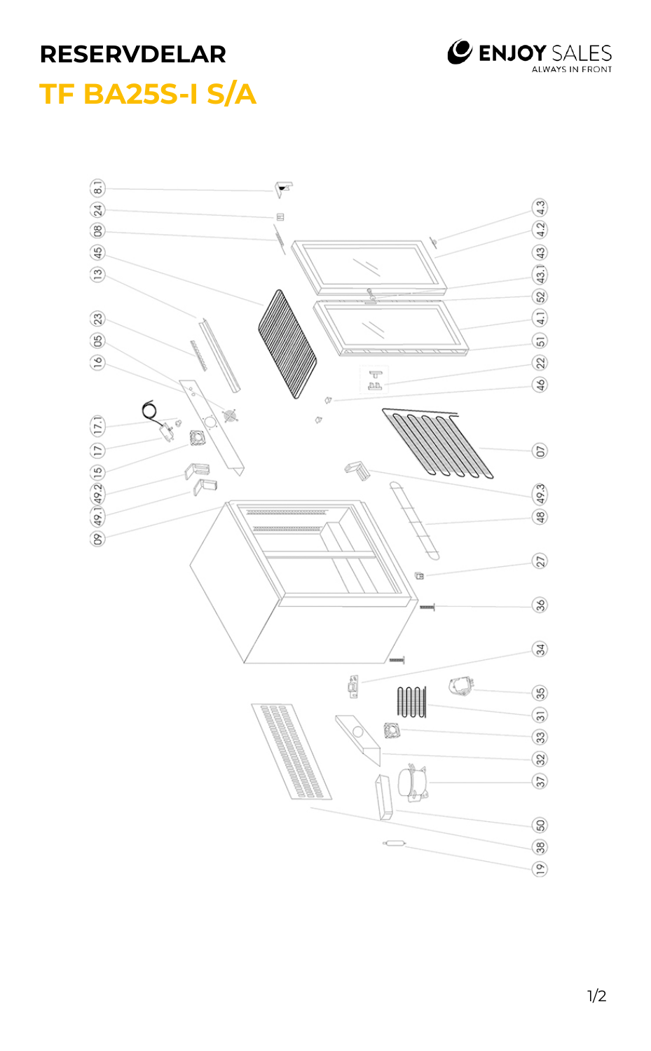# RESERVDELAR

## TF BA25S-I S/A

ENJOY SALES
ALWAYS IN FRONT

8.1, 24, 08, 45, 13, 23, 05, 16, 17.1, 17, 15, 49.2, 49.1, 09

4.3, 4.2, 43, 43.1, 52, 4.1, 51, 22, 46, 07, 49.3, 48, 27, 36, 34, 35, 31, 33, 32, 37, 50, 38, 19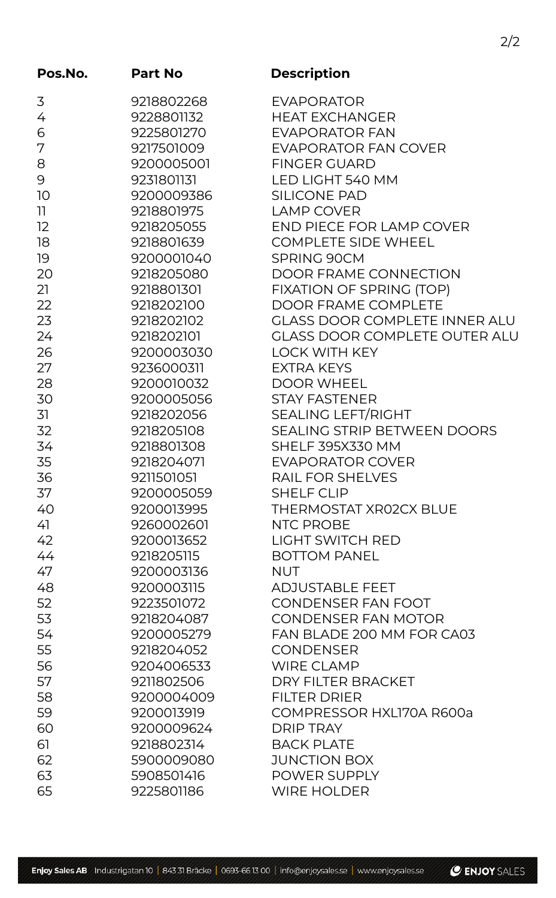| Pos.No. | Part No | Description |
|---|---|---|
| 3 | 9218802268 | EVAPORATOR |
| 4 | 9228801132 | HEAT EXCHANGER |
| 6 | 9225801270 | EVAPORATOR FAN |
| 7 | 9217501009 | EVAPORATOR FAN COVER |
| 8 | 9200005001 | FINGER GUARD |
| 9 | 9231801131 | LED LIGHT 540 MM |
| 10 | 9200009386 | SILICONE PAD |
| 11 | 9218801975 | LAMP COVER |
| 12 | 9218205055 | END PIECE FOR LAMP COVER |
| 18 | 9218801639 | COMPLETE SIDE WHEEL |
| 19 | 9200001040 | SPRING 90CM |
| 20 | 9218205080 | DOOR FRAME CONNECTION |
| 21 | 9218801301 | FIXATION OF SPRING (TOP) |
| 22 | 9218202100 | DOOR FRAME COMPLETE |
| 23 | 9218202102 | GLASS DOOR COMPLETE INNER ALU |
| 24 | 9218202101 | GLASS DOOR COMPLETE OUTER ALU |
| 26 | 9200003030 | LOCK WITH KEY |
| 27 | 9236000311 | EXTRA KEYS |
| 28 | 9200010032 | DOOR WHEEL |
| 30 | 9200005056 | STAY FASTENER |
| 31 | 9218202056 | SEALING LEFT/RIGHT |
| 32 | 9218205108 | SEALING STRIP BETWEEN DOORS |
| 34 | 9218801308 | SHELF 395X330 MM |
| 35 | 9218204071 | EVAPORATOR COVER |
| 36 | 9211501051 | RAIL FOR SHELVES |
| 37 | 9200005059 | SHELF CLIP |
| 40 | 9200013995 | THERMOSTAT XR02CX BLUE |
| 41 | 9260002601 | NTC PROBE |
| 42 | 9200013652 | LIGHT SWITCH RED |
| 44 | 9218205115 | BOTTOM PANEL |
| 47 | 9200003136 | NUT |
| 48 | 9200003115 | ADJUSTABLE FEET |
| 52 | 9223501072 | CONDENSER FAN FOOT |
| 53 | 9218204087 | CONDENSER FAN MOTOR |
| 54 | 9200005279 | FAN BLADE 200 MM FOR CA03 |
| 55 | 9218204052 | CONDENSER |
| 56 | 9204006533 | WIRE CLAMP |
| 57 | 9211802506 | DRY FILTER BRACKET |
| 58 | 9200004009 | FILTER DRIER |
| 59 | 9200013919 | COMPRESSOR HXL170A R600a |
| 60 | 9200009624 | DRIP TRAY |
| 61 | 9218802314 | BACK PLATE |
| 62 | 5900009080 | JUNCTION BOX |
| 63 | 5908501416 | POWER SUPPLY |
| 65 | 9225801186 | WIRE HOLDER |

Enjoy Sales AB Industrigatan 10 | 843 31 Bräcke | 0693-66 13 00 | info@enjoysales.se | www.enjoysales.se